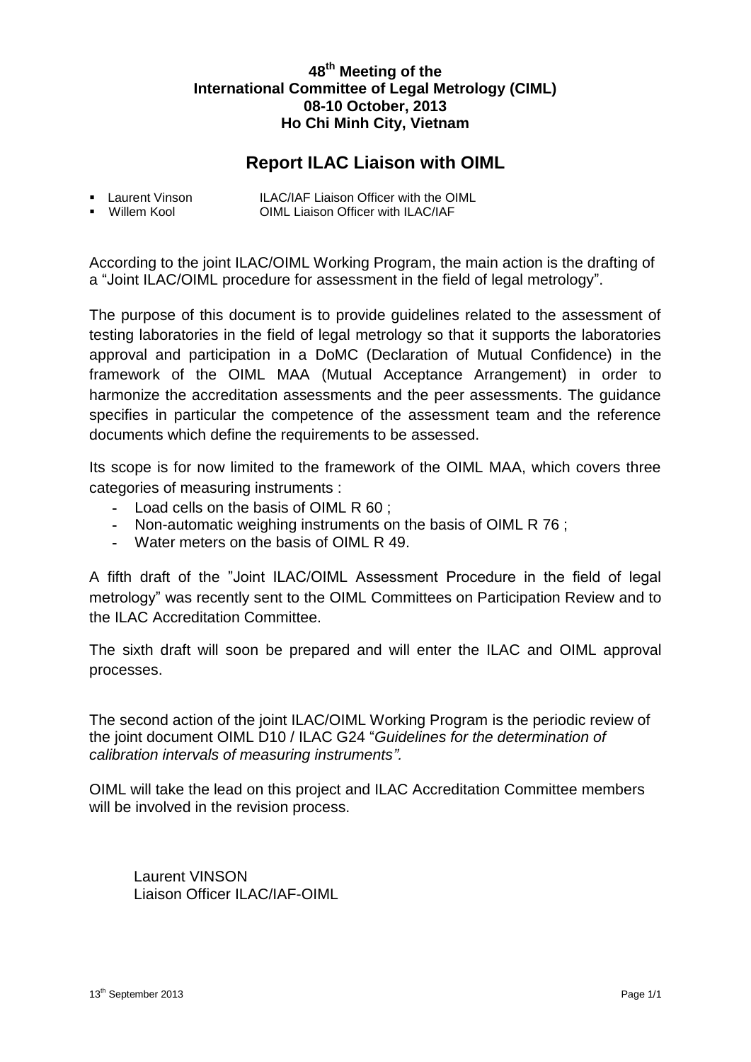**48th Meeting of the**
**International Committee of Legal Metrology (CIML)**
**08-10 October, 2013**
**Ho Chi Minh City, Vietnam**

# Report ILAC Liaison with OIML

- Laurent Vinson ILAC/IAF Liaison Officer with the OIML
- Willem Kool OIML Liaison Officer with ILAC/IAF

According to the joint ILAC/OIML Working Program, the main action is the drafting of a "Joint ILAC/OIML procedure for assessment in the field of legal metrology".

The purpose of this document is to provide guidelines related to the assessment of testing laboratories in the field of legal metrology so that it supports the laboratories approval and participation in a DoMC (Declaration of Mutual Confidence) in the framework of the OIML MAA (Mutual Acceptance Arrangement) in order to harmonize the accreditation assessments and the peer assessments. The guidance specifies in particular the competence of the assessment team and the reference documents which define the requirements to be assessed.

Its scope is for now limited to the framework of the OIML MAA, which covers three categories of measuring instruments :

- Load cells on the basis of OIML R 60 ;
- Non-automatic weighing instruments on the basis of OIML R 76 ;
- Water meters on the basis of OIML R 49.

A fifth draft of the "Joint ILAC/OIML Assessment Procedure in the field of legal metrology" was recently sent to the OIML Committees on Participation Review and to the ILAC Accreditation Committee.

The sixth draft will soon be prepared and will enter the ILAC and OIML approval processes.

The second action of the joint ILAC/OIML Working Program is the periodic review of the joint document OIML D10 / ILAC G24 "*Guidelines for the determination of calibration intervals of measuring instruments".*

OIML will take the lead on this project and ILAC Accreditation Committee members will be involved in the revision process.

Laurent VINSON
Liaison Officer ILAC/IAF-OIML

13th September 2013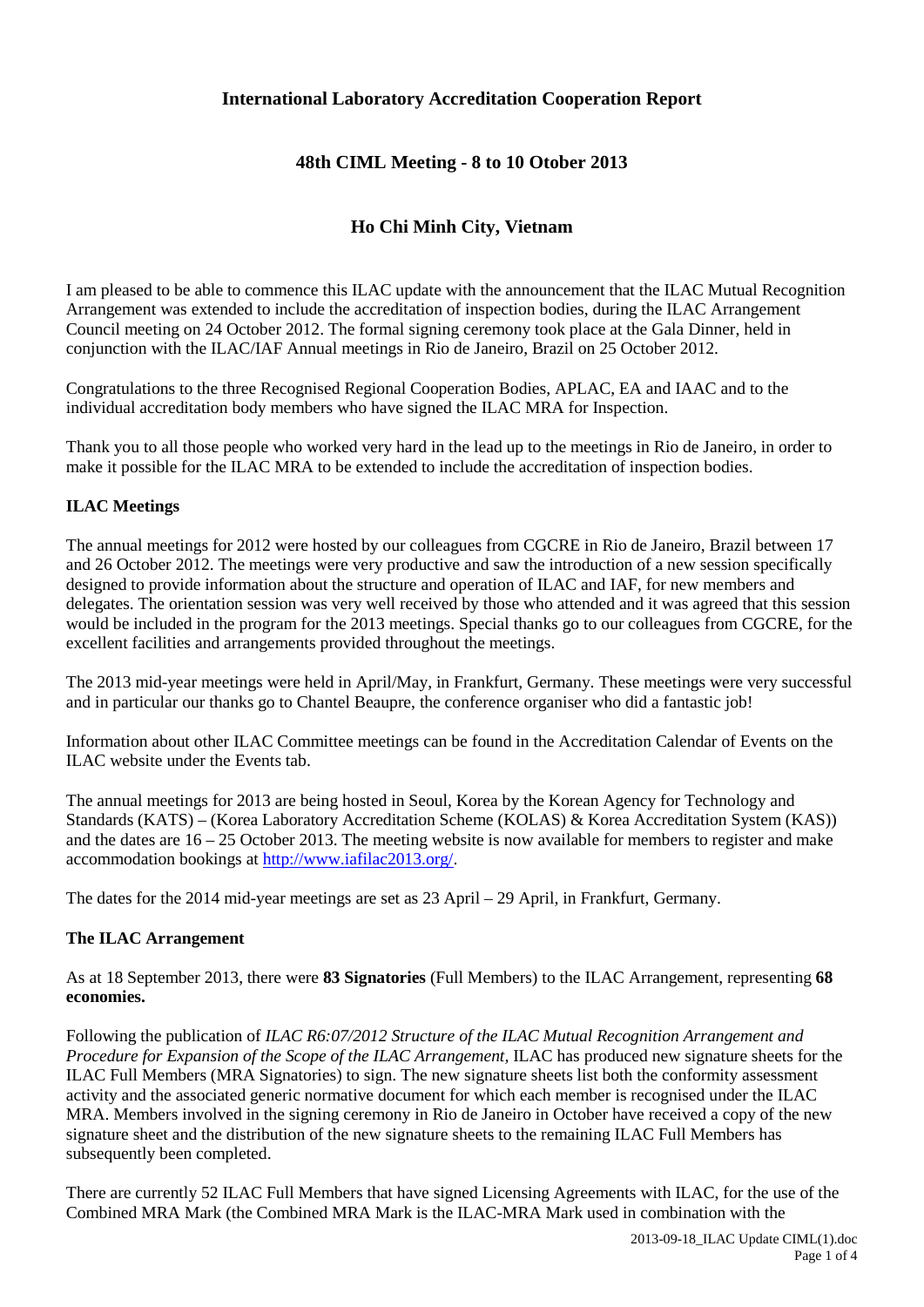**International Laboratory Accreditation Cooperation Report**

**48th CIML Meeting - 8 to 10 Otober 2013**

**Ho Chi Minh City, Vietnam**

I am pleased to be able to commence this ILAC update with the announcement that the ILAC Mutual Recognition Arrangement was extended to include the accreditation of inspection bodies, during the ILAC Arrangement Council meeting on 24 October 2012. The formal signing ceremony took place at the Gala Dinner, held in conjunction with the ILAC/IAF Annual meetings in Rio de Janeiro, Brazil on 25 October 2012.

Congratulations to the three Recognised Regional Cooperation Bodies, APLAC, EA and IAAC and to the individual accreditation body members who have signed the ILAC MRA for Inspection.

Thank you to all those people who worked very hard in the lead up to the meetings in Rio de Janeiro, in order to make it possible for the ILAC MRA to be extended to include the accreditation of inspection bodies.

**ILAC Meetings**

The annual meetings for 2012 were hosted by our colleagues from CGCRE in Rio de Janeiro, Brazil between 17 and 26 October 2012. The meetings were very productive and saw the introduction of a new session specifically designed to provide information about the structure and operation of ILAC and IAF, for new members and delegates. The orientation session was very well received by those who attended and it was agreed that this session would be included in the program for the 2013 meetings. Special thanks go to our colleagues from CGCRE, for the excellent facilities and arrangements provided throughout the meetings.

The 2013 mid-year meetings were held in April/May, in Frankfurt, Germany. These meetings were very successful and in particular our thanks go to Chantel Beaupre, the conference organiser who did a fantastic job!

Information about other ILAC Committee meetings can be found in the Accreditation Calendar of Events on the ILAC website under the Events tab.

The annual meetings for 2013 are being hosted in Seoul, Korea by the Korean Agency for Technology and Standards (KATS) – (Korea Laboratory Accreditation Scheme (KOLAS) & Korea Accreditation System (KAS)) and the dates are 16 – 25 October 2013. The meeting website is now available for members to register and make accommodation bookings at http://www.iafilac2013.org/.

The dates for the 2014 mid-year meetings are set as 23 April – 29 April, in Frankfurt, Germany.

**The ILAC Arrangement**

As at 18 September 2013, there were **83 Signatories** (Full Members) to the ILAC Arrangement, representing **68 economies.**

Following the publication of *ILAC R6:07/2012 Structure of the ILAC Mutual Recognition Arrangement and Procedure for Expansion of the Scope of the ILAC Arrangement*, ILAC has produced new signature sheets for the ILAC Full Members (MRA Signatories) to sign. The new signature sheets list both the conformity assessment activity and the associated generic normative document for which each member is recognised under the ILAC MRA. Members involved in the signing ceremony in Rio de Janeiro in October have received a copy of the new signature sheet and the distribution of the new signature sheets to the remaining ILAC Full Members has subsequently been completed.

There are currently 52 ILAC Full Members that have signed Licensing Agreements with ILAC, for the use of the Combined MRA Mark (the Combined MRA Mark is the ILAC-MRA Mark used in combination with the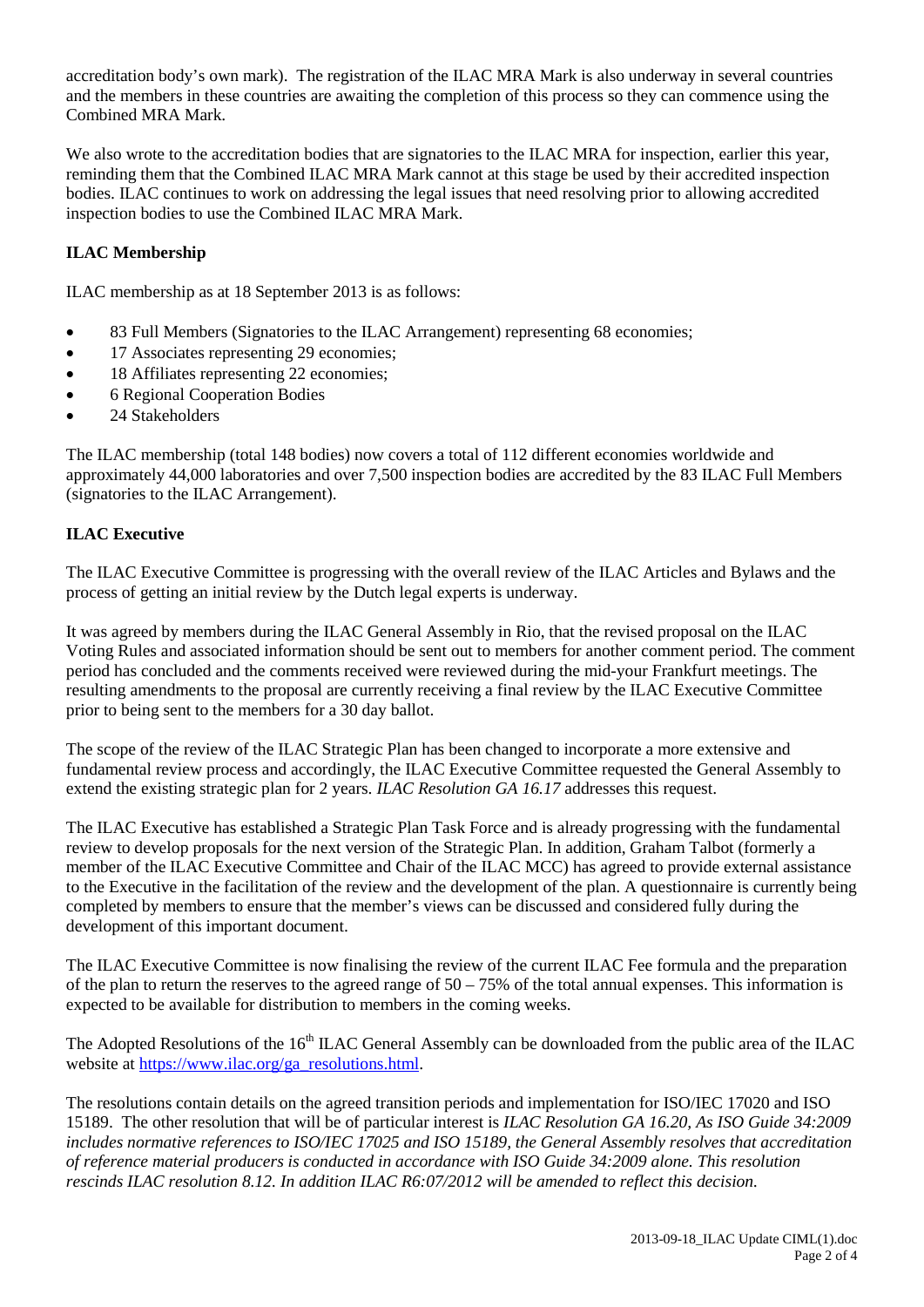accreditation body's own mark). The registration of the ILAC MRA Mark is also underway in several countries and the members in these countries are awaiting the completion of this process so they can commence using the Combined MRA Mark.

We also wrote to the accreditation bodies that are signatories to the ILAC MRA for inspection, earlier this year, reminding them that the Combined ILAC MRA Mark cannot at this stage be used by their accredited inspection bodies. ILAC continues to work on addressing the legal issues that need resolving prior to allowing accredited inspection bodies to use the Combined ILAC MRA Mark.

**ILAC Membership**

ILAC membership as at 18 September 2013 is as follows:

- 83 Full Members (Signatories to the ILAC Arrangement) representing 68 economies;
- 17 Associates representing 29 economies;
- 18 Affiliates representing 22 economies;
- 6 Regional Cooperation Bodies
- 24 Stakeholders

The ILAC membership (total 148 bodies) now covers a total of 112 different economies worldwide and approximately 44,000 laboratories and over 7,500 inspection bodies are accredited by the 83 ILAC Full Members (signatories to the ILAC Arrangement).

**ILAC Executive**

The ILAC Executive Committee is progressing with the overall review of the ILAC Articles and Bylaws and the process of getting an initial review by the Dutch legal experts is underway.

It was agreed by members during the ILAC General Assembly in Rio, that the revised proposal on the ILAC Voting Rules and associated information should be sent out to members for another comment period. The comment period has concluded and the comments received were reviewed during the mid-your Frankfurt meetings. The resulting amendments to the proposal are currently receiving a final review by the ILAC Executive Committee prior to being sent to the members for a 30 day ballot.

The scope of the review of the ILAC Strategic Plan has been changed to incorporate a more extensive and fundamental review process and accordingly, the ILAC Executive Committee requested the General Assembly to extend the existing strategic plan for 2 years. *ILAC Resolution GA 16.17* addresses this request.

The ILAC Executive has established a Strategic Plan Task Force and is already progressing with the fundamental review to develop proposals for the next version of the Strategic Plan. In addition, Graham Talbot (formerly a member of the ILAC Executive Committee and Chair of the ILAC MCC) has agreed to provide external assistance to the Executive in the facilitation of the review and the development of the plan. A questionnaire is currently being completed by members to ensure that the member's views can be discussed and considered fully during the development of this important document.

The ILAC Executive Committee is now finalising the review of the current ILAC Fee formula and the preparation of the plan to return the reserves to the agreed range of 50 – 75% of the total annual expenses. This information is expected to be available for distribution to members in the coming weeks.

The Adopted Resolutions of the 16th ILAC General Assembly can be downloaded from the public area of the ILAC website at [https://www.ilac.org/ga_resolutions.html](https://www.ilac.org/ga_resolutions.html).

The resolutions contain details on the agreed transition periods and implementation for ISO/IEC 17020 and ISO 15189. The other resolution that will be of particular interest is *ILAC Resolution GA 16.20, As ISO Guide 34:2009 includes normative references to ISO/IEC 17025 and ISO 15189, the General Assembly resolves that accreditation of reference material producers is conducted in accordance with ISO Guide 34:2009 alone. This resolution rescinds ILAC resolution 8.12. In addition ILAC R6:07/2012 will be amended to reflect this decision.*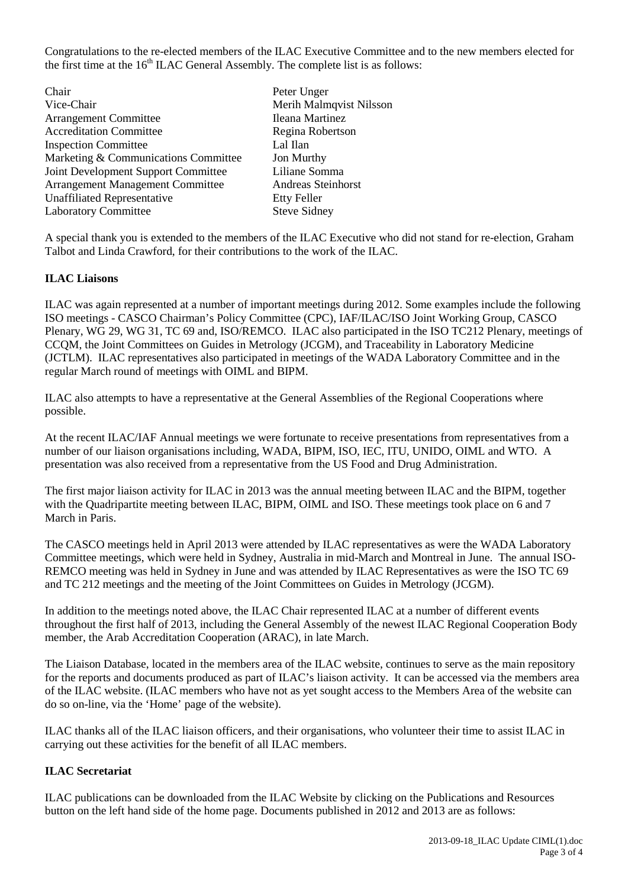Congratulations to the re-elected members of the ILAC Executive Committee and to the new members elected for the first time at the 16th ILAC General Assembly. The complete list is as follows:

| | |
|---|---|
| Chair | Peter Unger |
| Vice-Chair | Merih Malmqvist Nilsson |
| Arrangement Committee | Ileana Martinez |
| Accreditation Committee | Regina Robertson |
| Inspection Committee | Lal Ilan |
| Marketing & Communications Committee | Jon Murthy |
| Joint Development Support Committee | Liliane Somma |
| Arrangement Management Committee | Andreas Steinhorst |
| Unaffiliated Representative | Etty Feller |
| Laboratory Committee | Steve Sidney |

A special thank you is extended to the members of the ILAC Executive who did not stand for re-election, Graham Talbot and Linda Crawford, for their contributions to the work of the ILAC.

**ILAC Liaisons**

ILAC was again represented at a number of important meetings during 2012. Some examples include the following ISO meetings - CASCO Chairman's Policy Committee (CPC), IAF/ILAC/ISO Joint Working Group, CASCO Plenary, WG 29, WG 31, TC 69 and, ISO/REMCO. ILAC also participated in the ISO TC212 Plenary, meetings of CCQM, the Joint Committees on Guides in Metrology (JCGM), and Traceability in Laboratory Medicine (JCTLM). ILAC representatives also participated in meetings of the WADA Laboratory Committee and in the regular March round of meetings with OIML and BIPM.

ILAC also attempts to have a representative at the General Assemblies of the Regional Cooperations where possible.

At the recent ILAC/IAF Annual meetings we were fortunate to receive presentations from representatives from a number of our liaison organisations including, WADA, BIPM, ISO, IEC, ITU, UNIDO, OIML and WTO. A presentation was also received from a representative from the US Food and Drug Administration.

The first major liaison activity for ILAC in 2013 was the annual meeting between ILAC and the BIPM, together with the Quadripartite meeting between ILAC, BIPM, OIML and ISO. These meetings took place on 6 and 7 March in Paris.

The CASCO meetings held in April 2013 were attended by ILAC representatives as were the WADA Laboratory Committee meetings, which were held in Sydney, Australia in mid-March and Montreal in June. The annual ISO-REMCO meeting was held in Sydney in June and was attended by ILAC Representatives as were the ISO TC 69 and TC 212 meetings and the meeting of the Joint Committees on Guides in Metrology (JCGM).

In addition to the meetings noted above, the ILAC Chair represented ILAC at a number of different events throughout the first half of 2013, including the General Assembly of the newest ILAC Regional Cooperation Body member, the Arab Accreditation Cooperation (ARAC), in late March.

The Liaison Database, located in the members area of the ILAC website, continues to serve as the main repository for the reports and documents produced as part of ILAC's liaison activity. It can be accessed via the members area of the ILAC website. (ILAC members who have not as yet sought access to the Members Area of the website can do so on-line, via the 'Home' page of the website).

ILAC thanks all of the ILAC liaison officers, and their organisations, who volunteer their time to assist ILAC in carrying out these activities for the benefit of all ILAC members.

**ILAC Secretariat**

ILAC publications can be downloaded from the ILAC Website by clicking on the Publications and Resources button on the left hand side of the home page. Documents published in 2012 and 2013 are as follows: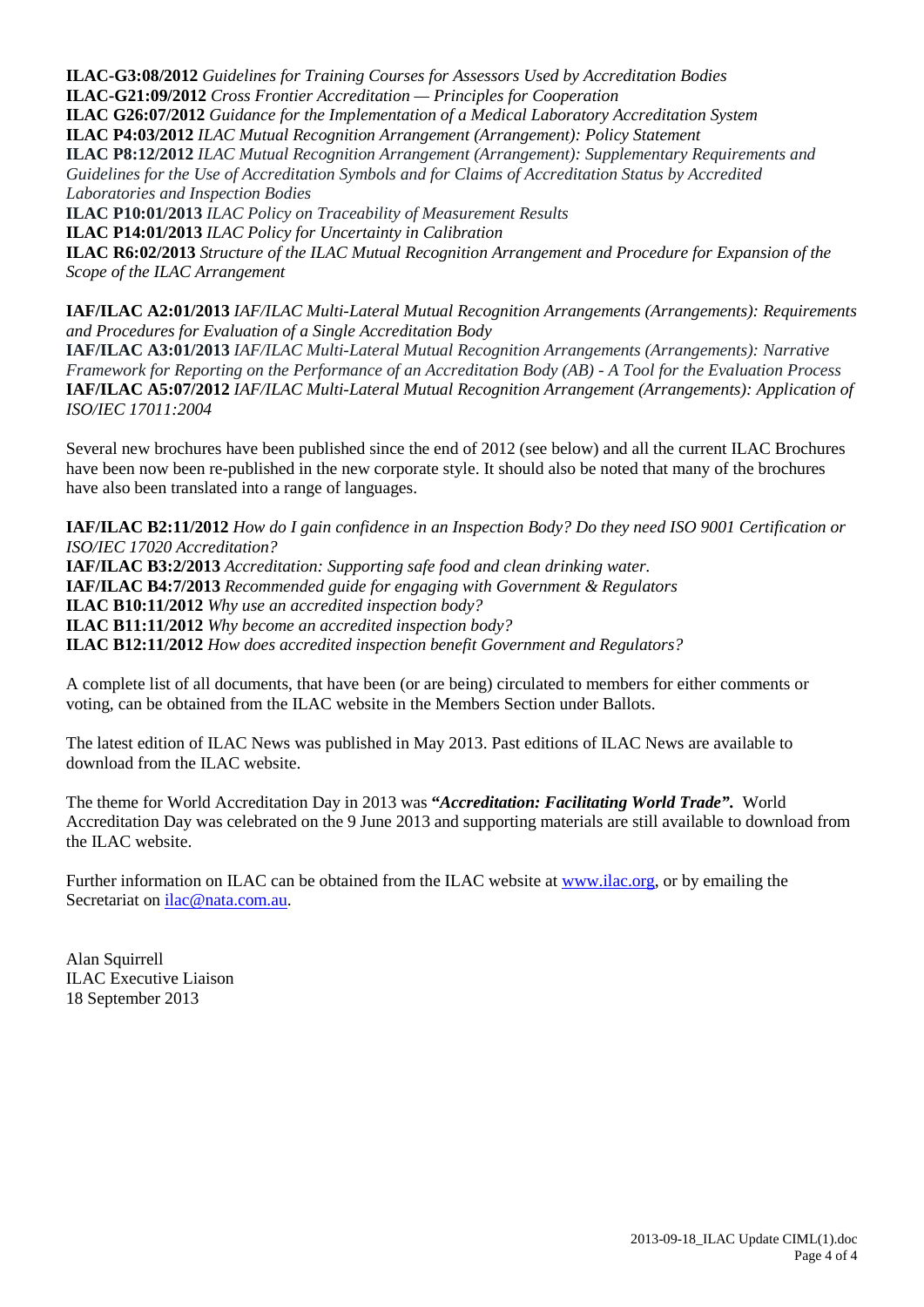**ILAC-G3:08/2012** *Guidelines for Training Courses for Assessors Used by Accreditation Bodies*
**ILAC-G21:09/2012** *Cross Frontier Accreditation — Principles for Cooperation*
**ILAC G26:07/2012** *Guidance for the Implementation of a Medical Laboratory Accreditation System*
**ILAC P4:03/2012** *ILAC Mutual Recognition Arrangement (Arrangement): Policy Statement*
**ILAC P8:12/2012** *ILAC Mutual Recognition Arrangement (Arrangement): Supplementary Requirements and Guidelines for the Use of Accreditation Symbols and for Claims of Accreditation Status by Accredited Laboratories and Inspection Bodies*
**ILAC P10:01/2013** *ILAC Policy on Traceability of Measurement Results*
**ILAC P14:01/2013** *ILAC Policy for Uncertainty in Calibration*
**ILAC R6:02/2013** *Structure of the ILAC Mutual Recognition Arrangement and Procedure for Expansion of the Scope of the ILAC Arrangement*

**IAF/ILAC A2:01/2013** *IAF/ILAC Multi-Lateral Mutual Recognition Arrangements (Arrangements): Requirements and Procedures for Evaluation of a Single Accreditation Body*
**IAF/ILAC A3:01/2013** *IAF/ILAC Multi-Lateral Mutual Recognition Arrangements (Arrangements): Narrative Framework for Reporting on the Performance of an Accreditation Body (AB) - A Tool for the Evaluation Process*
**IAF/ILAC A5:07/2012** *IAF/ILAC Multi-Lateral Mutual Recognition Arrangement (Arrangements): Application of ISO/IEC 17011:2004*

Several new brochures have been published since the end of 2012 (see below) and all the current ILAC Brochures have been now been re-published in the new corporate style. It should also be noted that many of the brochures have also been translated into a range of languages.

**IAF/ILAC B2:11/2012** *How do I gain confidence in an Inspection Body? Do they need ISO 9001 Certification or ISO/IEC 17020 Accreditation?*
**IAF/ILAC B3:2/2013** *Accreditation: Supporting safe food and clean drinking water.*
**IAF/ILAC B4:7/2013** *Recommended guide for engaging with Government & Regulators*
**ILAC B10:11/2012** *Why use an accredited inspection body?*
**ILAC B11:11/2012** *Why become an accredited inspection body?*
**ILAC B12:11/2012** *How does accredited inspection benefit Government and Regulators?*

A complete list of all documents, that have been (or are being) circulated to members for either comments or voting, can be obtained from the ILAC website in the Members Section under Ballots.

The latest edition of ILAC News was published in May 2013. Past editions of ILAC News are available to download from the ILAC website.

The theme for World Accreditation Day in 2013 was ***"Accreditation: Facilitating World Trade".*** World Accreditation Day was celebrated on the 9 June 2013 and supporting materials are still available to download from the ILAC website.

Further information on ILAC can be obtained from the ILAC website at www.ilac.org, or by emailing the Secretariat on ilac@nata.com.au.

Alan Squirrell
ILAC Executive Liaison
18 September 2013